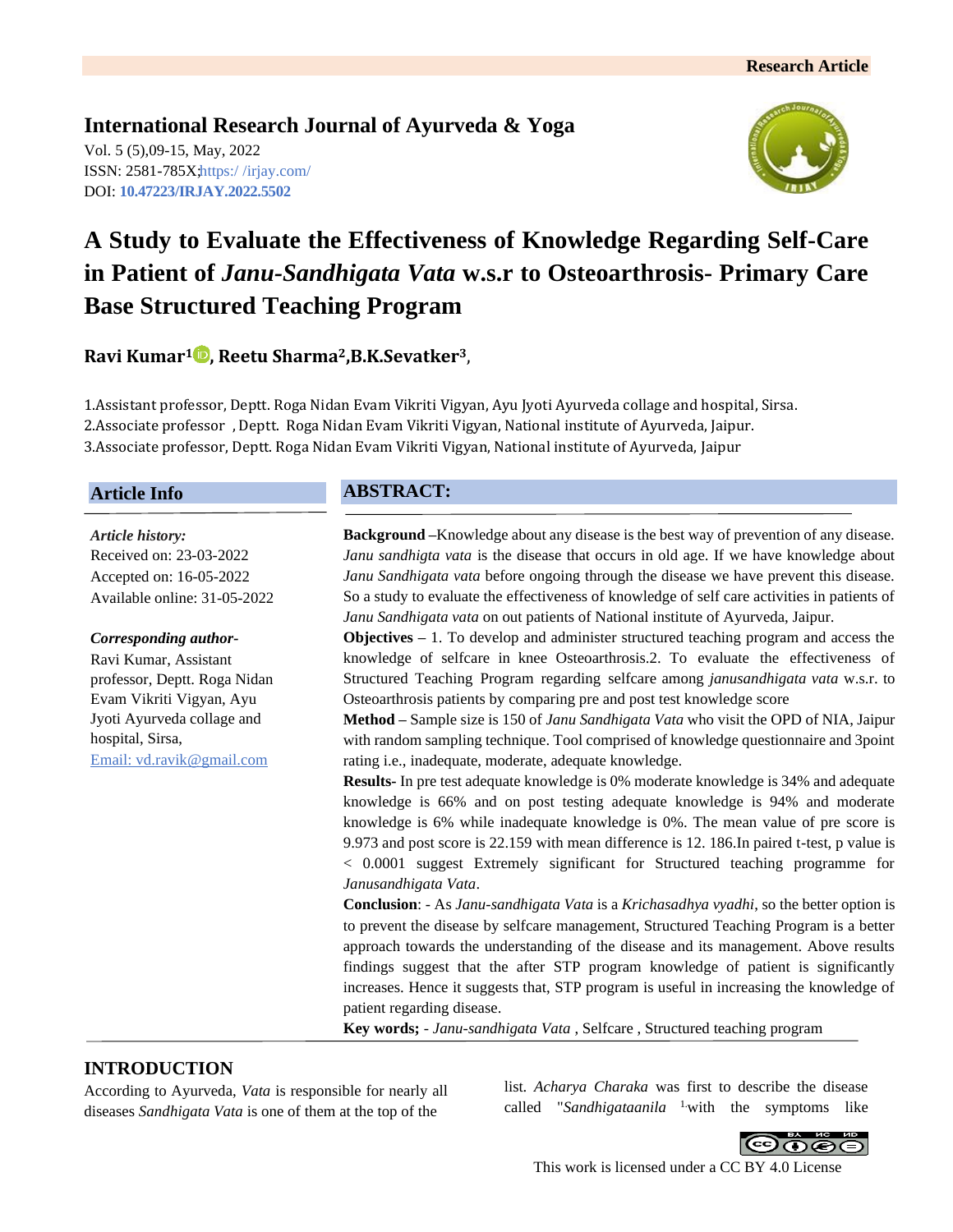Research Article

**International Research Journal of Ayurveda & Yoga**
Vol. 5 (5),09-15, May, 2022
ISSN: 2581-785X;https:/ /irjay.com/
DOI: **10.47223/IRJAY.2022.5502**

# A Study to Evaluate the Effectiveness of Knowledge Regarding Self-Care in Patient of *Janu-Sandhigata Vata* w.s.r to Osteoarthrosis- Primary Care Base Structured Teaching Program

**Ravi Kumar[1], Reetu Sharma[2],B.K.Sevatker[3]**,

1.Assistant professor, Deptt. Roga Nidan Evam Vikriti Vigyan, Ayu Jyoti Ayurveda collage and hospital, Sirsa.
2.Associate professor , Deptt. Roga Nidan Evam Vikriti Vigyan, National institute of Ayurveda, Jaipur.
3.Associate professor, Deptt. Roga Nidan Evam Vikriti Vigyan, National institute of Ayurveda, Jaipur

## Article Info

*Article history:*
Received on: 23-03-2022
Accepted on: 16-05-2022
Available online: 31-05-2022

***Corresponding author-***
Ravi Kumar, Assistant professor, Deptt. Roga Nidan Evam Vikriti Vigyan, Ayu Jyoti Ayurveda collage and hospital, Sirsa,
Email: vd.ravik@gmail.com

## ABSTRACT:

**Background** –Knowledge about any disease is the best way of prevention of any disease. *Janu sandhigta vata* is the disease that occurs in old age. If we have knowledge about *Janu Sandhigata vata* before ongoing through the disease we have prevent this disease. So a study to evaluate the effectiveness of knowledge of self care activities in patients of *Janu Sandhigata vata* on out patients of National institute of Ayurveda, Jaipur.

**Objectives** – 1. To develop and administer structured teaching program and access the knowledge of selfcare in knee Osteoarthrosis.2. To evaluate the effectiveness of Structured Teaching Program regarding selfcare among *janusandhigata vata* w.s.r. to Osteoarthrosis patients by comparing pre and post test knowledge score

**Method** – Sample size is 150 of *Janu Sandhigata Vata* who visit the OPD of NIA, Jaipur with random sampling technique. Tool comprised of knowledge questionnaire and 3point rating i.e., inadequate, moderate, adequate knowledge.

**Results-** In pre test adequate knowledge is 0% moderate knowledge is 34% and adequate knowledge is 66% and on post testing adequate knowledge is 94% and moderate knowledge is 6% while inadequate knowledge is 0%. The mean value of pre score is 9.973 and post score is 22.159 with mean difference is 12. 186.In paired t-test, p value is < 0.0001 suggest Extremely significant for Structured teaching programme for *Janusandhigata Vata*.

**Conclusion**: - As *Janu-sandhigata Vata* is a *Krichasadhya vyadhi*, so the better option is to prevent the disease by selfcare management, Structured Teaching Program is a better approach towards the understanding of the disease and its management. Above results findings suggest that the after STP program knowledge of patient is significantly increases. Hence it suggests that, STP program is useful in increasing the knowledge of patient regarding disease.

**Key words;** - *Janu-sandhigata Vata* , Selfcare , Structured teaching program

## INTRODUCTION

According to Ayurveda, *Vata* is responsible for nearly all diseases *Sandhigata Vata* is one of them at the top of the list. *Acharya Charaka* was first to describe the disease called "*Sandhigataanila* [1] with the symptoms like

This work is licensed under a CC BY 4.0 License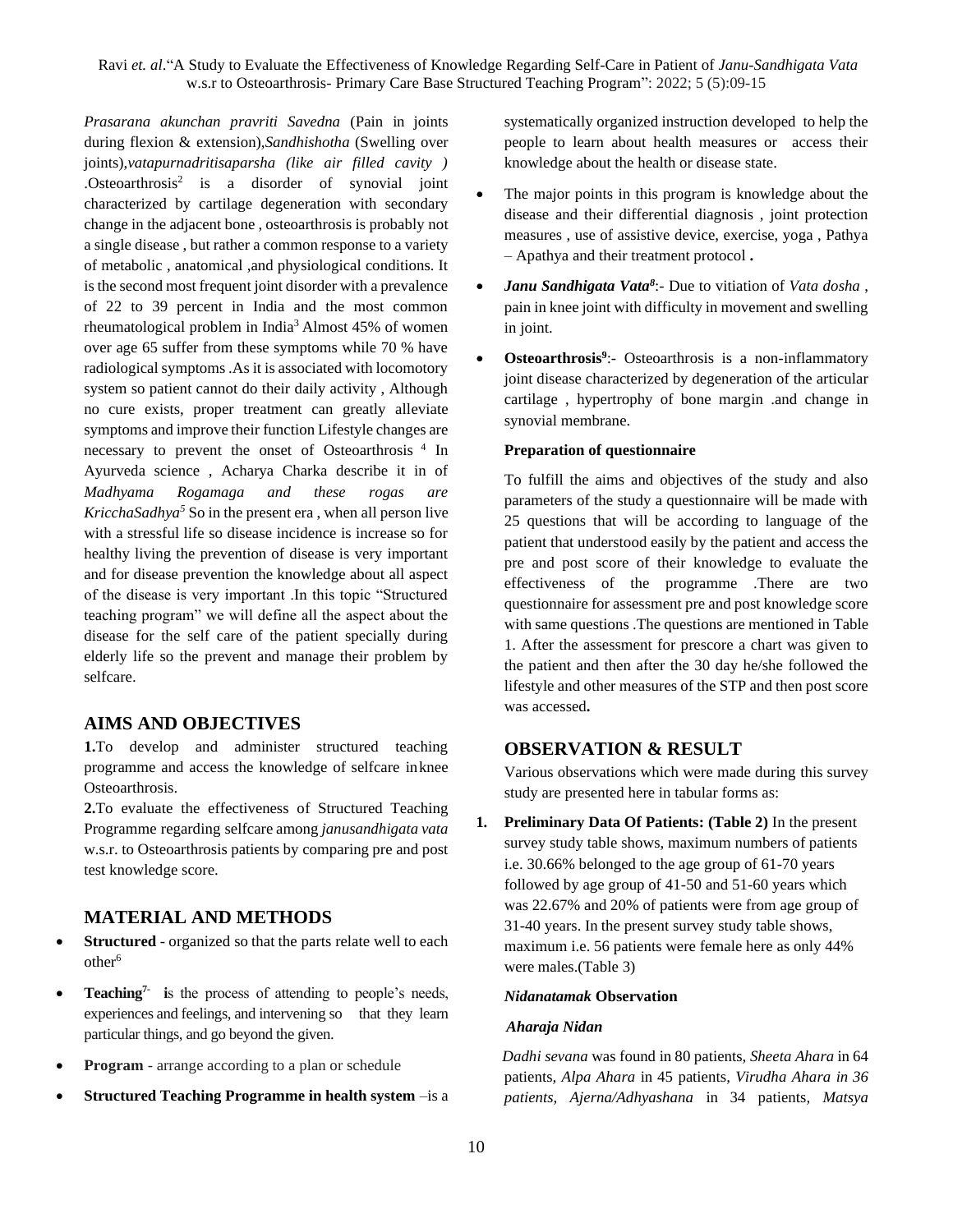*Prasarana akunchan pravriti Savedna* (Pain in joints during flexion & extension),*Sandhishotha* (Swelling over joints),*vatapurnadritisaparsha (like air filled cavity )* .Osteoarthrosis[2] is a disorder of synovial joint characterized by cartilage degeneration with secondary change in the adjacent bone , osteoarthrosis is probably not a single disease , but rather a common response to a variety of metabolic , anatomical ,and physiological conditions. It is the second most frequent joint disorder with a prevalence of 22 to 39 percent in India and the most common rheumatological problem in India[3] Almost 45% of women over age 65 suffer from these symptoms while 70 % have radiological symptoms .As it is associated with locomotory system so patient cannot do their daily activity , Although no cure exists, proper treatment can greatly alleviate symptoms and improve their function Lifestyle changes are necessary to prevent the onset of Osteoarthrosis [4] In Ayurveda science , Acharya Charka describe it in of *Madhyama Rogamaga and these rogas are KricchaSadhya*[5] So in the present era , when all person live with a stressful life so disease incidence is increase so for healthy living the prevention of disease is very important and for disease prevention the knowledge about all aspect of the disease is very important .In this topic "Structured teaching program" we will define all the aspect about the disease for the self care of the patient specially during elderly life so the prevent and manage their problem by selfcare.

## AIMS AND OBJECTIVES

**1.**To develop and administer structured teaching programme and access the knowledge of selfcare inknee Osteoarthrosis.

**2.**To evaluate the effectiveness of Structured Teaching Programme regarding selfcare among *janusandhigata vata* w.s.r. to Osteoarthrosis patients by comparing pre and post test knowledge score.

## MATERIAL AND METHODS

- **Structured** - organized so that the parts relate well to each other[6]
- **Teaching**[7-] **i**s the process of attending to people's needs, experiences and feelings, and intervening so that they learn particular things, and go beyond the given.
- **Program** - arrange according to a plan or schedule
- **Structured Teaching Programme in health system** –is a systematically organized instruction developed to help the people to learn about health measures or access their knowledge about the health or disease state.
- The major points in this program is knowledge about the disease and their differential diagnosis , joint protection measures , use of assistive device, exercise, yoga , Pathya – Apathya and their treatment protocol **.**
- ***Janu Sandhigata Vata***[8]:- Due to vitiation of *Vata dosha* , pain in knee joint with difficulty in movement and swelling in joint.
- **Osteoarthrosis**[9]:- Osteoarthrosis is a non-inflammatory joint disease characterized by degeneration of the articular cartilage , hypertrophy of bone margin .and change in synovial membrane.

**Preparation of questionnaire**

To fulfill the aims and objectives of the study and also parameters of the study a questionnaire will be made with 25 questions that will be according to language of the patient that understood easily by the patient and access the pre and post score of their knowledge to evaluate the effectiveness of the programme .There are two questionnaire for assessment pre and post knowledge score with same questions .The questions are mentioned in Table 1. After the assessment for prescore a chart was given to the patient and then after the 30 day he/she followed the lifestyle and other measures of the STP and then post score was accessed**.**

## OBSERVATION & RESULT

Various observations which were made during this survey study are presented here in tabular forms as:

1. **Preliminary Data Of Patients: (Table 2)** In the present survey study table shows, maximum numbers of patients i.e. 30.66% belonged to the age group of 61-70 years followed by age group of 41-50 and 51-60 years which was 22.67% and 20% of patients were from age group of 31-40 years. In the present survey study table shows, maximum i.e. 56 patients were female here as only 44% were males.(Table 3)

***Nidanatamak* Observation**

***Aharaja Nidan***

*Dadhi sevana* was found in 80 patients, *Sheeta Ahara* in 64 patients, *Alpa Ahara* in 45 patients, *Virudha Ahara in 36 patients, Ajerna/Adhyashana* in 34 patients, *Matsya*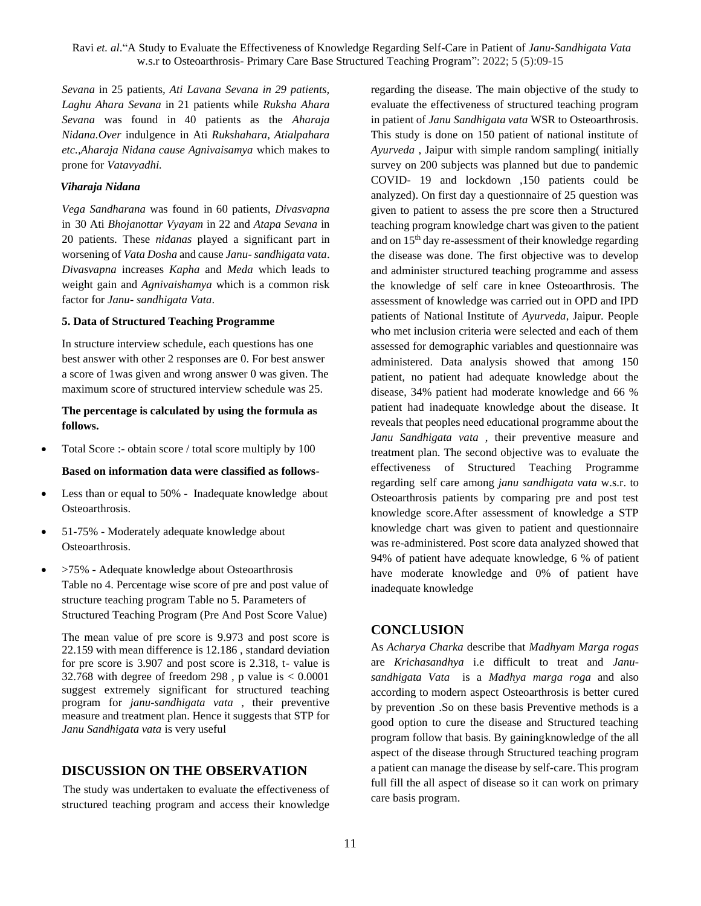*Sevana* in 25 patients, *Ati Lavana Sevana in 29 patients*, *Laghu Ahara Sevana* in 21 patients while *Ruksha Ahara Sevana* was found in 40 patients as the *Aharaja Nidana.Over* indulgence in Ati *Rukshahara, Atialpahara etc.,Aharaja Nidana cause Agnivaisamya* which makes to prone for *Vatavyadhi.*

***Viharaja Nidana***

*Vega Sandharana* was found in 60 patients, *Divasvapna* in 30 Ati *Bhojanottar Vyayam* in 22 and *Atapa Sevana* in 20 patients. These *nidanas* played a significant part in worsening of *Vata Dosha* and cause *Janu- sandhigata vata*. *Divasvapna* increases *Kapha* and *Meda* which leads to weight gain and *Agnivaishamya* which is a common risk factor for *Janu- sandhigata Vata*.

**5. Data of Structured Teaching Programme**

In structure interview schedule, each questions has one best answer with other 2 responses are 0. For best answer a score of 1was given and wrong answer 0 was given. The maximum score of structured interview schedule was 25.

**The percentage is calculated by using the formula as follows.**

- Total Score :- obtain score / total score multiply by 100

**Based on information data were classified as follows-**

- Less than or equal to 50% - Inadequate knowledge about Osteoarthrosis.
- 51-75% - Moderately adequate knowledge about Osteoarthrosis.
- >75% - Adequate knowledge about Osteoarthrosis
  Table no 4. Percentage wise score of pre and post value of structure teaching program Table no 5. Parameters of Structured Teaching Program (Pre And Post Score Value)

The mean value of pre score is 9.973 and post score is 22.159 with mean difference is 12.186 , standard deviation for pre score is 3.907 and post score is 2.318, t- value is 32.768 with degree of freedom 298 , p value is < 0.0001 suggest extremely significant for structured teaching program for *janu-sandhigata vata* , their preventive measure and treatment plan. Hence it suggests that STP for *Janu Sandhigata vata* is very useful

## DISCUSSION ON THE OBSERVATION

The study was undertaken to evaluate the effectiveness of structured teaching program and access their knowledge regarding the disease. The main objective of the study to evaluate the effectiveness of structured teaching program in patient of *Janu Sandhigata vata* WSR to Osteoarthrosis. This study is done on 150 patient of national institute of *Ayurveda* , Jaipur with simple random sampling( initially survey on 200 subjects was planned but due to pandemic COVID- 19 and lockdown ,150 patients could be analyzed). On first day a questionnaire of 25 question was given to patient to assess the pre score then a Structured teaching program knowledge chart was given to the patient and on 15th day re-assessment of their knowledge regarding the disease was done. The first objective was to develop and administer structured teaching programme and assess the knowledge of self care in knee Osteoarthrosis. The assessment of knowledge was carried out in OPD and IPD patients of National Institute of *Ayurveda*, Jaipur. People who met inclusion criteria were selected and each of them assessed for demographic variables and questionnaire was administered. Data analysis showed that among 150 patient, no patient had adequate knowledge about the disease, 34% patient had moderate knowledge and 66 % patient had inadequate knowledge about the disease. It reveals that peoples need educational programme about the *Janu Sandhigata vata* , their preventive measure and treatment plan. The second objective was to evaluate the effectiveness of Structured Teaching Programme regarding self care among *janu sandhigata vata* w.s.r. to Osteoarthrosis patients by comparing pre and post test knowledge score.After assessment of knowledge a STP knowledge chart was given to patient and questionnaire was re-administered. Post score data analyzed showed that 94% of patient have adequate knowledge, 6 % of patient have moderate knowledge and 0% of patient have inadequate knowledge

## CONCLUSION

As *Acharya Charka* describe that *Madhyam Marga rogas* are *Krichasandhya* i.e difficult to treat and *Janu-sandhigata Vata* is a *Madhya marga roga* and also according to modern aspect Osteoarthrosis is better cured by prevention .So on these basis Preventive methods is a good option to cure the disease and Structured teaching program follow that basis. By gainingknowledge of the all aspect of the disease through Structured teaching program a patient can manage the disease by self-care. This program full fill the all aspect of disease so it can work on primary care basis program.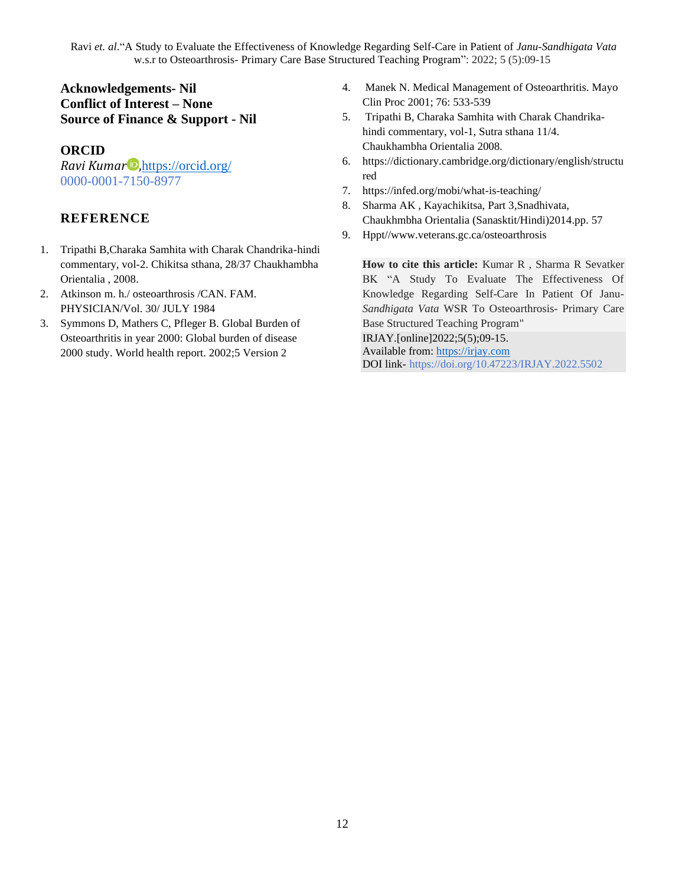**Acknowledgements- Nil**
**Conflict of Interest – None**
**Source of Finance & Support - Nil**

**ORCID**

*Ravi Kumar*, https://orcid.org/0000-0001-7150-8977

## REFERENCE

1. Tripathi B,Charaka Samhita with Charak Chandrika-hindi commentary, vol-2. Chikitsa sthana, 28/37 Chaukhambha Orientalia , 2008.
2. Atkinson m. h./ osteoarthrosis /CAN. FAM. PHYSICIAN/Vol. 30/ JULY 1984
3. Symmons D, Mathers C, Pfleger B. Global Burden of Osteoarthritis in year 2000: Global burden of disease 2000 study. World health report. 2002;5 Version 2
4. Manek N. Medical Management of Osteoarthritis. Mayo Clin Proc 2001; 76: 533-539
5. Tripathi B, Charaka Samhita with Charak Chandrika-hindi commentary, vol-1, Sutra sthana 11/4. Chaukhambha Orientalia 2008.
6. https://dictionary.cambridge.org/dictionary/english/structured
7. https://infed.org/mobi/what-is-teaching/
8. Sharma AK , Kayachikitsa, Part 3,Snadhivata, Chaukhmbha Orientalia (Sanasktit/Hindi)2014.pp. 57
9. Hppt//www.veterans.gc.ca/osteoarthrosis

**How to cite this article:** Kumar R , Sharma R Sevatker BK "A Study To Evaluate The Effectiveness Of Knowledge Regarding Self-Care In Patient Of Janu-*Sandhigata Vata* WSR To Osteoarthrosis- Primary Care Base Structured Teaching Program"
IRJAY.[online]2022;5(5);09-15.
Available from: https://irjay.com
DOI link- https://doi.org/10.47223/IRJAY.2022.5502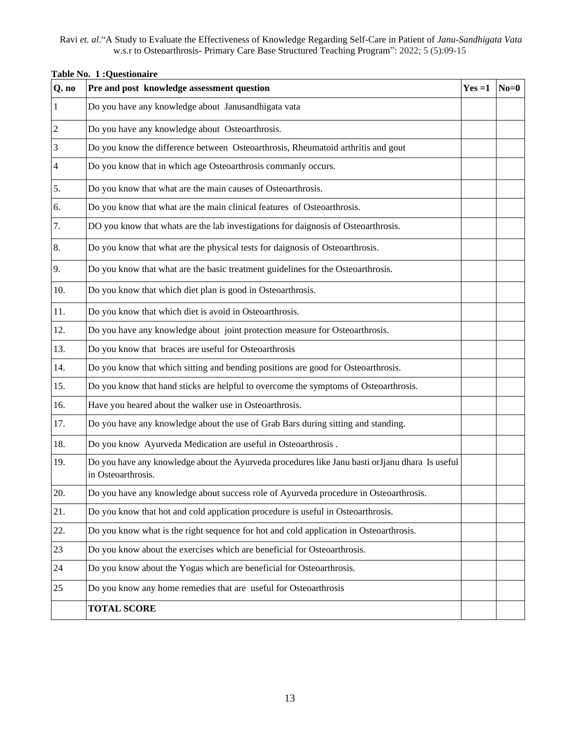**Table No. 1 :Questionaire**

| Q. no | Pre and post knowledge assessment question | Yes =1 | No=0 |
|---|---|---|---|
| 1 | Do you have any knowledge about Janusandhigata vata | | |
| 2 | Do you have any knowledge about Osteoarthrosis. | | |
| 3 | Do you know the difference between Osteoarthrosis, Rheumatoid arthritis and gout | | |
| 4 | Do you know that in which age Osteoarthrosis commanly occurs. | | |
| 5. | Do you know that what are the main causes of Osteoarthrosis. | | |
| 6. | Do you know that what are the main clinical features of Osteoarthrosis. | | |
| 7. | DO you know that whats are the lab investigations for daignosis of Osteoarthrosis. | | |
| 8. | Do you know that what are the physical tests for daignosis of Osteoarthrosis. | | |
| 9. | Do you know that what are the basic treatment guidelines for the Osteoarthrosis. | | |
| 10. | Do you know that which diet plan is good in Osteoarthrosis. | | |
| 11. | Do you know that which diet is avoid in Osteoarthrosis. | | |
| 12. | Do you have any knowledge about joint protection measure for Osteoarthrosis. | | |
| 13. | Do you know that braces are useful for Osteoarthrosis | | |
| 14. | Do you know that which sitting and bending positions are good for Osteoarthrosis. | | |
| 15. | Do you know that hand sticks are helpful to overcome the symptoms of Osteoarthrosis. | | |
| 16. | Have you heared about the walker use in Osteoarthrosis. | | |
| 17. | Do you have any knowledge about the use of Grab Bars during sitting and standing. | | |
| 18. | Do you know Ayurveda Medication are useful in Osteoarthrosis . | | |
| 19. | Do you have any knowledge about the Ayurveda procedures like Janu basti orJjanu dhara Is useful in Osteoarthrosis. | | |
| 20. | Do you have any knowledge about success role of Ayurveda procedure in Osteoarthrosis. | | |
| 21. | Do you know that hot and cold application procedure is useful in Osteoarthrosis. | | |
| 22. | Do you know what is the right sequence for hot and cold application in Osteoarthrosis. | | |
| 23 | Do you know about the exercises which are beneficial for Osteoarthrosis. | | |
| 24 | Do you know about the Yogas which are beneficial for Osteoarthrosis. | | |
| 25 | Do you know any home remedies that are useful for Osteoarthrosis | | |
| | **TOTAL SCORE** | | |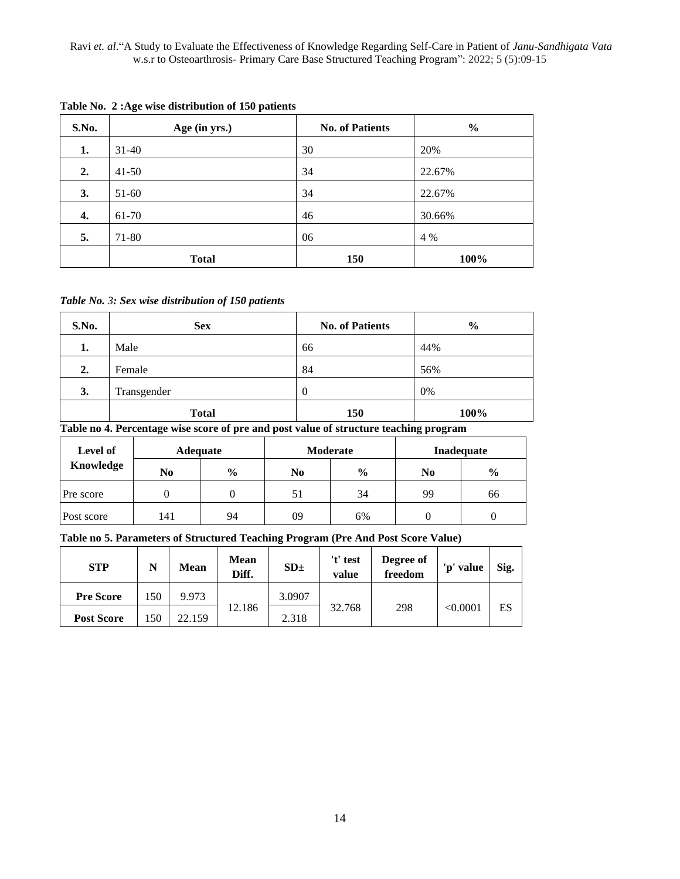**Table No. 2 :Age wise distribution of 150 patients**

| S.No. | Age (in yrs.) | No. of Patients | % |
|---|---|---|---|
| 1. | 31-40 | 30 | 20% |
| 2. | 41-50 | 34 | 22.67% |
| 3. | 51-60 | 34 | 22.67% |
| 4. | 61-70 | 46 | 30.66% |
| 5. | 71-80 | 06 | 4 % |
| | **Total** | **150** | **100%** |

***Table No. 3: Sex wise distribution of 150 patients***

| S.No. | Sex | No. of Patients | % |
|---|---|---|---|
| 1. | Male | 66 | 44% |
| 2. | Female | 84 | 56% |
| 3. | Transgender | 0 | 0% |
| | **Total** | **150** | **100%** |

**Table no 4. Percentage wise score of pre and post value of structure teaching program**

| Level of Knowledge | Adequate | | Moderate | | Inadequate | |
|---|---|---|---|---|---|---|
| | No | % | No | % | No | % |
| Pre score | 0 | 0 | 51 | 34 | 99 | 66 |
| Post score | 141 | 94 | 09 | 6% | 0 | 0 |

**Table no 5. Parameters of Structured Teaching Program (Pre And Post Score Value)**

| STP | N | Mean | Mean Diff. | SD± | 't' test value | Degree of freedom | 'p' value | Sig. |
|---|---|---|---|---|---|---|---|---|
| **Pre Score** | 150 | 9.973 | 12.186 | 3.0907 | 32.768 | 298 | <0.0001 | ES |
| **Post Score** | 150 | 22.159 | | 2.318 | | | | |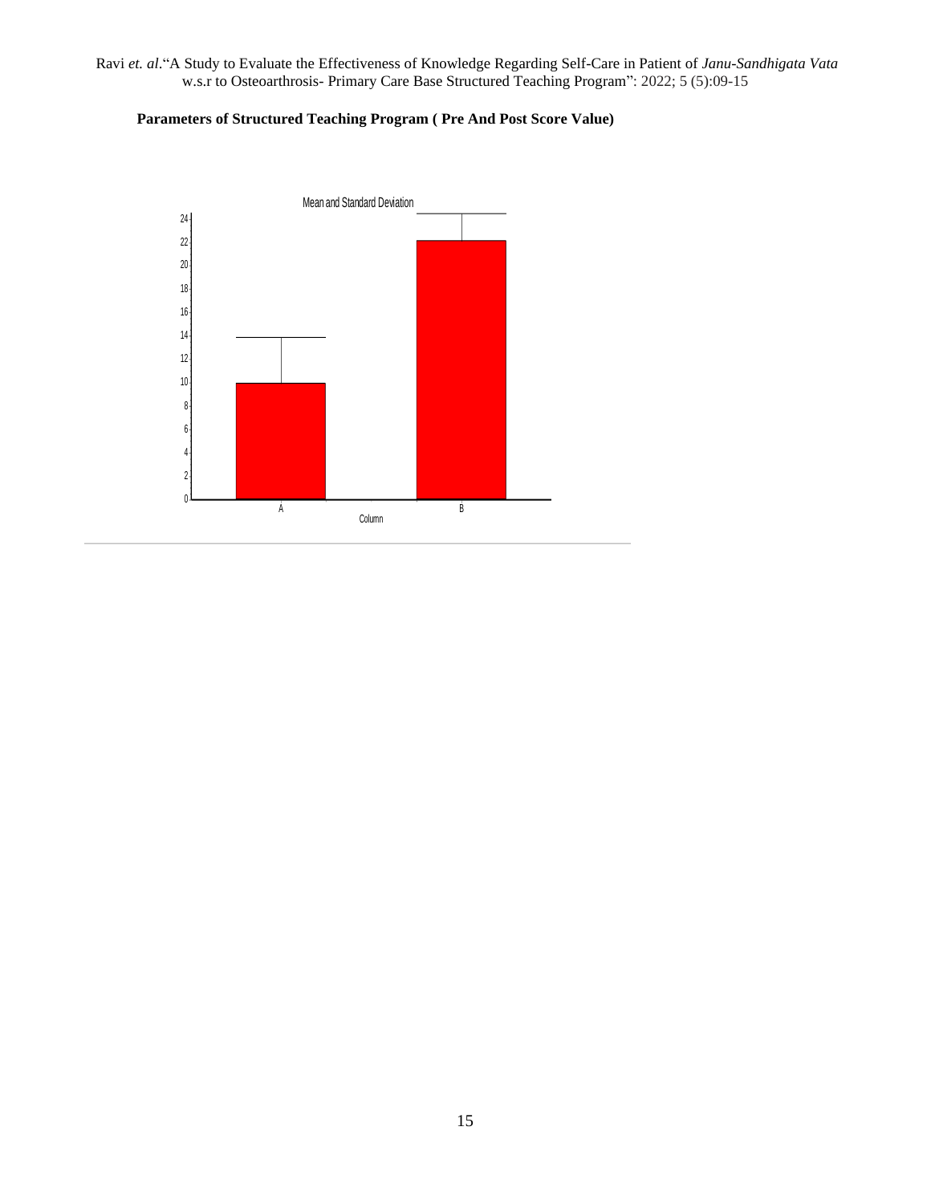**Parameters of Structured Teaching Program ( Pre And Post Score Value)**

Mean and Standard Deviation

24
22
20
18
16
14
12
10
8
6
4
2
0

A
B

Column